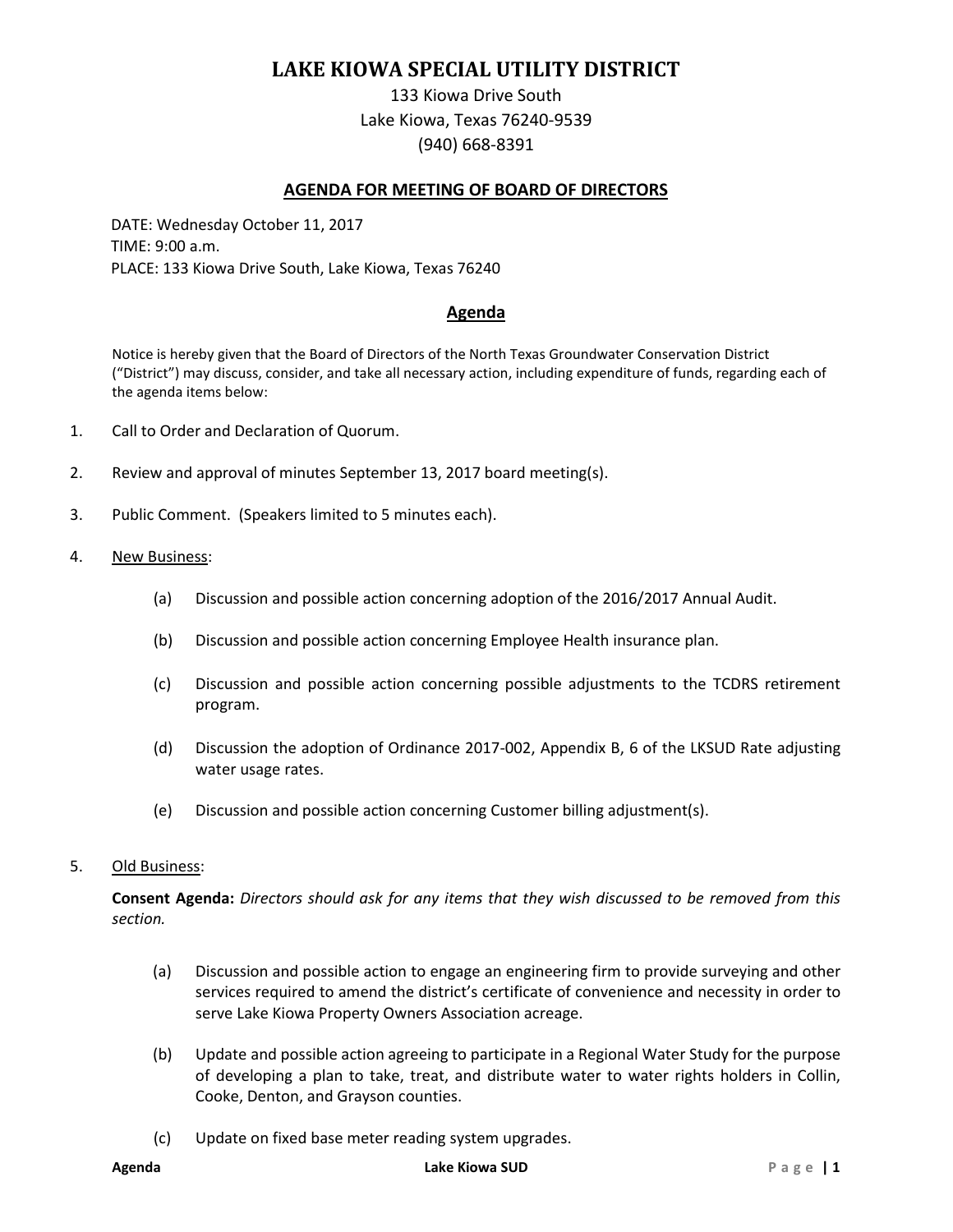# LAKE KIOWA SPECIAL UTILITY DISTRICT

133 Kiowa Drive South
Lake Kiowa, Texas 76240-9539
(940) 668-8391

## AGENDA FOR MEETING OF BOARD OF DIRECTORS

DATE: Wednesday October 11, 2017
TIME: 9:00 a.m.
PLACE: 133 Kiowa Drive South, Lake Kiowa, Texas 76240

## Agenda

Notice is hereby given that the Board of Directors of the North Texas Groundwater Conservation District ("District") may discuss, consider, and take all necessary action, including expenditure of funds, regarding each of the agenda items below:

1. Call to Order and Declaration of Quorum.

2. Review and approval of minutes September 13, 2017 board meeting(s).

3. Public Comment. (Speakers limited to 5 minutes each).

4. New Business:

   (a) Discussion and possible action concerning adoption of the 2016/2017 Annual Audit.

   (b) Discussion and possible action concerning Employee Health insurance plan.

   (c) Discussion and possible action concerning possible adjustments to the TCDRS retirement program.

   (d) Discussion the adoption of Ordinance 2017-002, Appendix B, 6 of the LKSUD Rate adjusting water usage rates.

   (e) Discussion and possible action concerning Customer billing adjustment(s).

5. Old Business:

   **Consent Agenda:** *Directors should ask for any items that they wish discussed to be removed from this section.*

   (a) Discussion and possible action to engage an engineering firm to provide surveying and other services required to amend the district's certificate of convenience and necessity in order to serve Lake Kiowa Property Owners Association acreage.

   (b) Update and possible action agreeing to participate in a Regional Water Study for the purpose of developing a plan to take, treat, and distribute water to water rights holders in Collin, Cooke, Denton, and Grayson counties.

   (c) Update on fixed base meter reading system upgrades.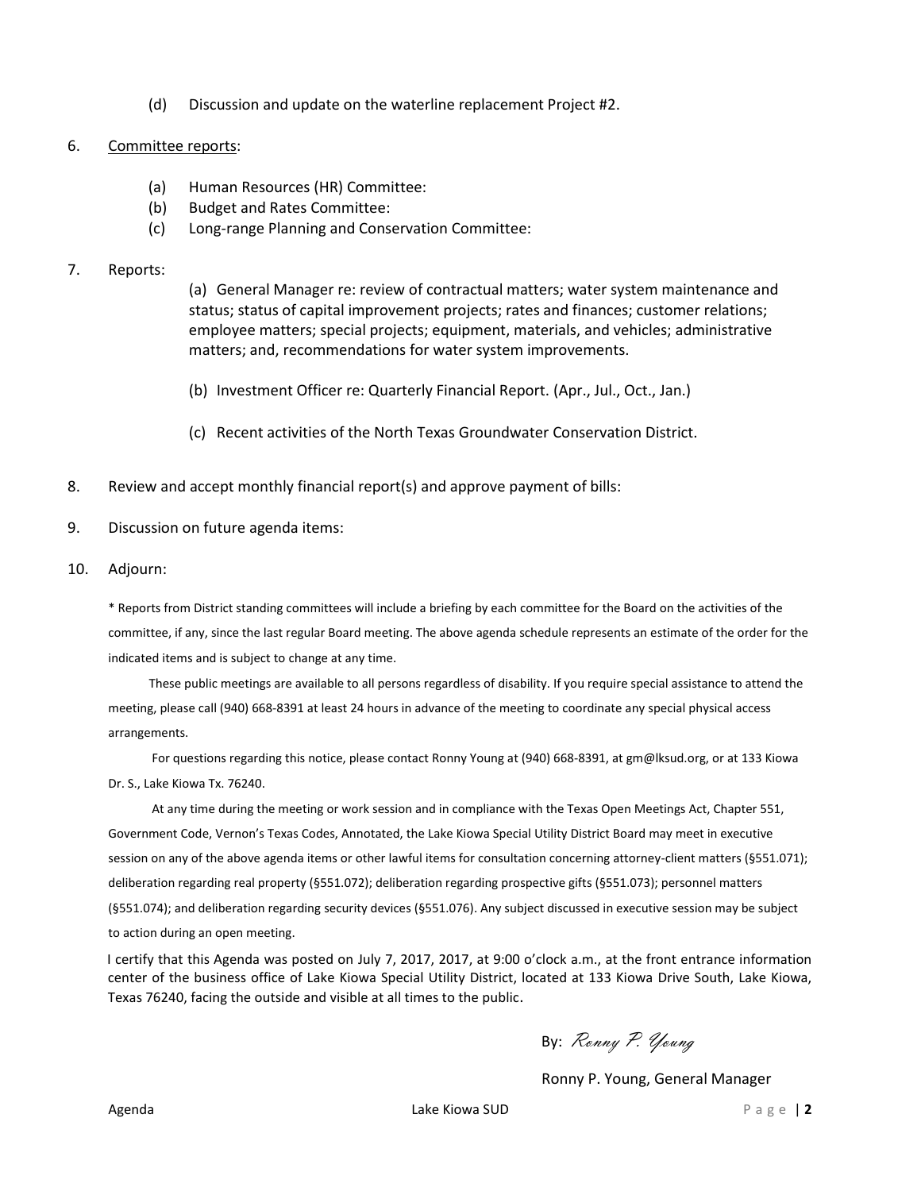(d) Discussion and update on the waterline replacement Project #2.

6. <u>Committee reports</u>:

   (a) Human Resources (HR) Committee:
   (b) Budget and Rates Committee:
   (c) Long-range Planning and Conservation Committee:

7. Reports:

   (a) General Manager re: review of contractual matters; water system maintenance and status; status of capital improvement projects; rates and finances; customer relations; employee matters; special projects; equipment, materials, and vehicles; administrative matters; and, recommendations for water system improvements.

   (b) Investment Officer re: Quarterly Financial Report. (Apr., Jul., Oct., Jan.)

   (c) Recent activities of the North Texas Groundwater Conservation District.

8. Review and accept monthly financial report(s) and approve payment of bills:

9. Discussion on future agenda items:

10. Adjourn:

* Reports from District standing committees will include a briefing by each committee for the Board on the activities of the committee, if any, since the last regular Board meeting. The above agenda schedule represents an estimate of the order for the indicated items and is subject to change at any time.

These public meetings are available to all persons regardless of disability. If you require special assistance to attend the meeting, please call (940) 668-8391 at least 24 hours in advance of the meeting to coordinate any special physical access arrangements.

For questions regarding this notice, please contact Ronny Young at (940) 668-8391, at gm@lksud.org, or at 133 Kiowa Dr. S., Lake Kiowa Tx. 76240.

At any time during the meeting or work session and in compliance with the Texas Open Meetings Act, Chapter 551, Government Code, Vernon's Texas Codes, Annotated, the Lake Kiowa Special Utility District Board may meet in executive session on any of the above agenda items or other lawful items for consultation concerning attorney-client matters (§551.071); deliberation regarding real property (§551.072); deliberation regarding prospective gifts (§551.073); personnel matters (§551.074); and deliberation regarding security devices (§551.076). Any subject discussed in executive session may be subject to action during an open meeting.

I certify that this Agenda was posted on July 7, 2017, 2017, at 9:00 o'clock a.m., at the front entrance information center of the business office of Lake Kiowa Special Utility District, located at 133 Kiowa Drive South, Lake Kiowa, Texas 76240, facing the outside and visible at all times to the public.

By: *Ronny P. Young*

Ronny P. Young, General Manager